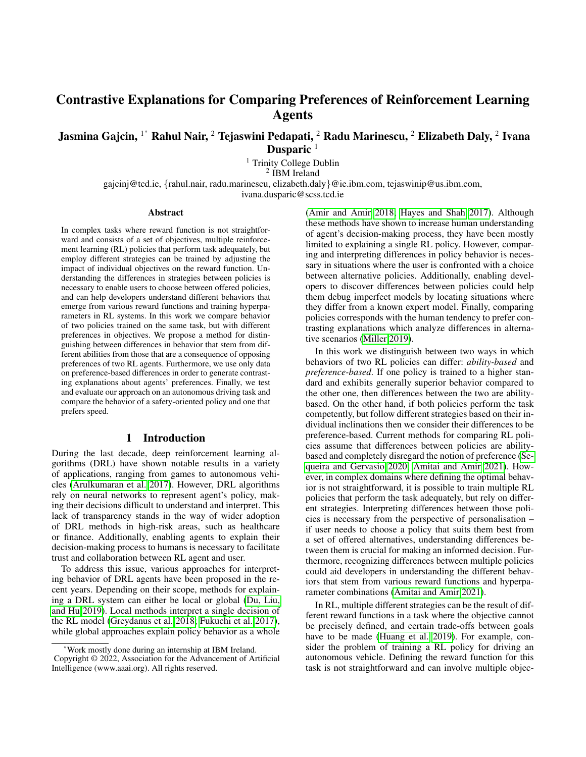# Contrastive Explanations for Comparing Preferences of Reinforcement Learning Agents

**Jasmina Gajcin, [1*] Rahul Nair, [2] Tejaswini Pedapati, [2] Radu Marinescu, [2] Elizabeth Daly, [2] Ivana Dusparic [1]**

[1] Trinity College Dublin
[2] IBM Ireland

gajcinj@tcd.ie, {rahul.nair, radu.marinescu, elizabeth.daly}@ie.ibm.com, tejaswinip@us.ibm.com, ivana.dusparic@scss.tcd.ie

## Abstract

In complex tasks where reward function is not straightforward and consists of a set of objectives, multiple reinforcement learning (RL) policies that perform task adequately, but employ different strategies can be trained by adjusting the impact of individual objectives on the reward function. Understanding the differences in strategies between policies is necessary to enable users to choose between offered policies, and can help developers understand different behaviors that emerge from various reward functions and training hyperparameters in RL systems. In this work we compare behavior of two policies trained on the same task, but with different preferences in objectives. We propose a method for distinguishing between differences in behavior that stem from different abilities from those that are a consequence of opposing preferences of two RL agents. Furthermore, we use only data on preference-based differences in order to generate contrasting explanations about agents' preferences. Finally, we test and evaluate our approach on an autonomous driving task and compare the behavior of a safety-oriented policy and one that prefers speed.

## 1 Introduction

During the last decade, deep reinforcement learning algorithms (DRL) have shown notable results in a variety of applications, ranging from games to autonomous vehicles (Arulkumaran et al. 2017). However, DRL algorithms rely on neural networks to represent agent's policy, making their decisions difficult to understand and interpret. This lack of transparency stands in the way of wider adoption of DRL methods in high-risk areas, such as healthcare or finance. Additionally, enabling agents to explain their decision-making process to humans is necessary to facilitate trust and collaboration between RL agent and user.

To address this issue, various approaches for interpreting behavior of DRL agents have been proposed in the recent years. Depending on their scope, methods for explaining a DRL system can either be local or global (Du, Liu, and Hu 2019). Local methods interpret a single decision of the RL model (Greydanus et al. 2018; Fukuchi et al. 2017), while global approaches explain policy behavior as a whole (Amir and Amir 2018; Hayes and Shah 2017). Although these methods have shown to increase human understanding of agent's decision-making process, they have been mostly limited to explaining a single RL policy. However, comparing and interpreting differences in policy behavior is necessary in situations where the user is confronted with a choice between alternative policies. Additionally, enabling developers to discover differences between policies could help them debug imperfect models by locating situations where they differ from a known expert model. Finally, comparing policies corresponds with the human tendency to prefer contrasting explanations which analyze differences in alternative scenarios (Miller 2019).

In this work we distinguish between two ways in which behaviors of two RL policies can differ: *ability-based* and *preference-based*. If one policy is trained to a higher standard and exhibits generally superior behavior compared to the other one, then differences between the two are ability-based. On the other hand, if both policies perform the task competently, but follow different strategies based on their individual inclinations then we consider their differences to be preference-based. Current methods for comparing RL policies assume that differences between policies are ability-based and completely disregard the notion of preference (Sequeira and Gervasio 2020; Amitai and Amir 2021). However, in complex domains where defining the optimal behavior is not straightforward, it is possible to train multiple RL policies that perform the task adequately, but rely on different strategies. Interpreting differences between those policies is necessary from the perspective of personalisation – if user needs to choose a policy that suits them best from a set of offered alternatives, understanding differences between them is crucial for making an informed decision. Furthermore, recognizing differences between multiple policies could aid developers in understanding the different behaviors that stem from various reward functions and hyperparameter combinations (Amitai and Amir 2021).

In RL, multiple different strategies can be the result of different reward functions in a task where the objective cannot be precisely defined, and certain trade-offs between goals have to be made (Huang et al. 2019). For example, consider the problem of training a RL policy for driving an autonomous vehicle. Defining the reward function for this task is not straightforward and can involve multiple objec-

[*] Work mostly done during an internship at IBM Ireland.
Copyright © 2022, Association for the Advancement of Artificial Intelligence (www.aaai.org). All rights reserved.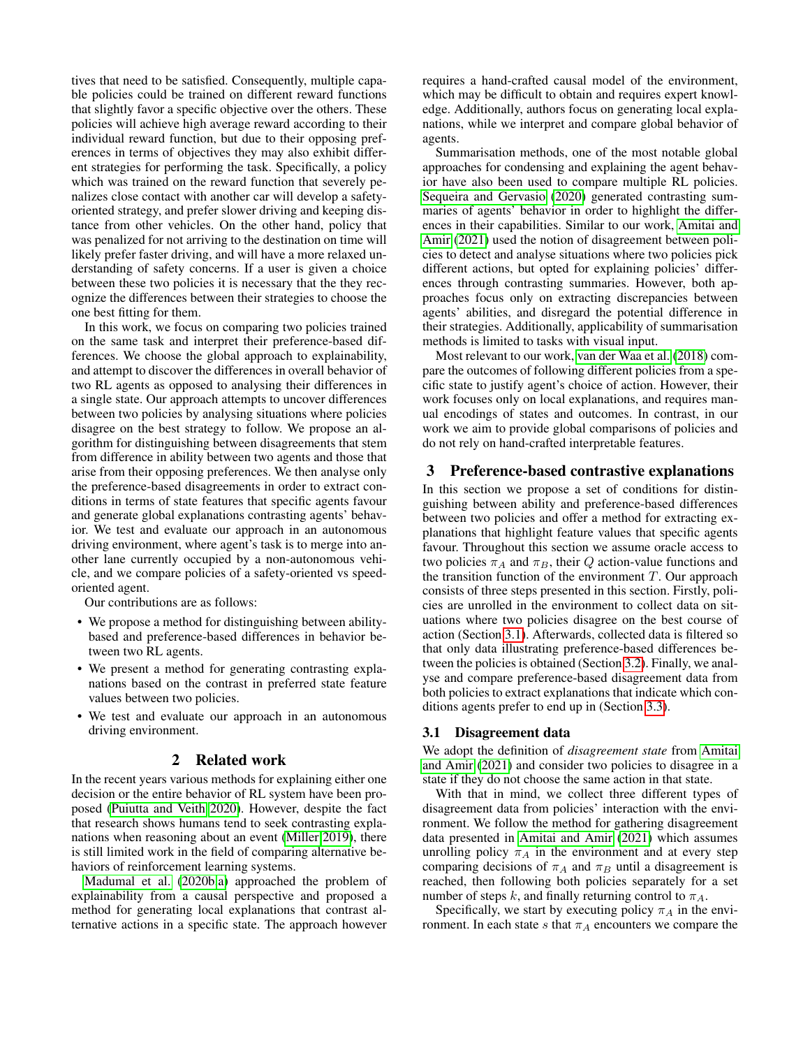tives that need to be satisfied. Consequently, multiple capable policies could be trained on different reward functions that slightly favor a specific objective over the others. These policies will achieve high average reward according to their individual reward function, but due to their opposing preferences in terms of objectives they may also exhibit different strategies for performing the task. Specifically, a policy which was trained on the reward function that severely penalizes close contact with another car will develop a safety-oriented strategy, and prefer slower driving and keeping distance from other vehicles. On the other hand, policy that was penalized for not arriving to the destination on time will likely prefer faster driving, and will have a more relaxed understanding of safety concerns. If a user is given a choice between these two policies it is necessary that the they recognize the differences between their strategies to choose the one best fitting for them.

In this work, we focus on comparing two policies trained on the same task and interpret their preference-based differences. We choose the global approach to explainability, and attempt to discover the differences in overall behavior of two RL agents as opposed to analysing their differences in a single state. Our approach attempts to uncover differences between two policies by analysing situations where policies disagree on the best strategy to follow. We propose an algorithm for distinguishing between disagreements that stem from difference in ability between two agents and those that arise from their opposing preferences. We then analyse only the preference-based disagreements in order to extract conditions in terms of state features that specific agents favour and generate global explanations contrasting agents' behavior. We test and evaluate our approach in an autonomous driving environment, where agent's task is to merge into another lane currently occupied by a non-autonomous vehicle, and we compare policies of a safety-oriented vs speed-oriented agent.

Our contributions are as follows:

- We propose a method for distinguishing between ability-based and preference-based differences in behavior between two RL agents.
- We present a method for generating contrasting explanations based on the contrast in preferred state feature values between two policies.
- We test and evaluate our approach in an autonomous driving environment.

## 2 Related work

In the recent years various methods for explaining either one decision or the entire behavior of RL system have been proposed (Puiutta and Veith 2020). However, despite the fact that research shows humans tend to seek contrasting explanations when reasoning about an event (Miller 2019), there is still limited work in the field of comparing alternative behaviors of reinforcement learning systems.

Madumal et al. (2020b;a) approached the problem of explainability from a causal perspective and proposed a method for generating local explanations that contrast alternative actions in a specific state. The approach however requires a hand-crafted causal model of the environment, which may be difficult to obtain and requires expert knowledge. Additionally, authors focus on generating local explanations, while we interpret and compare global behavior of agents.

Summarisation methods, one of the most notable global approaches for condensing and explaining the agent behavior have also been used to compare multiple RL policies. Sequeira and Gervasio (2020) generated contrasting summaries of agents' behavior in order to highlight the differences in their capabilities. Similar to our work, Amitai and Amir (2021) used the notion of disagreement between policies to detect and analyse situations where two policies pick different actions, but opted for explaining policies' differences through contrasting summaries. However, both approaches focus only on extracting discrepancies between agents' abilities, and disregard the potential difference in their strategies. Additionally, applicability of summarisation methods is limited to tasks with visual input.

Most relevant to our work, van der Waa et al. (2018) compare the outcomes of following different policies from a specific state to justify agent's choice of action. However, their work focuses only on local explanations, and requires manual encodings of states and outcomes. In contrast, in our work we aim to provide global comparisons of policies and do not rely on hand-crafted interpretable features.

## 3 Preference-based contrastive explanations

In this section we propose a set of conditions for distinguishing between ability and preference-based differences between two policies and offer a method for extracting explanations that highlight feature values that specific agents favour. Throughout this section we assume oracle access to two policies $\pi_A$ and $\pi_B$, their $Q$ action-value functions and the transition function of the environment $T$. Our approach consists of three steps presented in this section. Firstly, policies are unrolled in the environment to collect data on situations where two policies disagree on the best course of action (Section 3.1). Afterwards, collected data is filtered so that only data illustrating preference-based differences between the policies is obtained (Section 3.2). Finally, we analyse and compare preference-based disagreement data from both policies to extract explanations that indicate which conditions agents prefer to end up in (Section 3.3).

### 3.1 Disagreement data

We adopt the definition of *disagreement state* from Amitai and Amir (2021) and consider two policies to disagree in a state if they do not choose the same action in that state.

With that in mind, we collect three different types of disagreement data from policies' interaction with the environment. We follow the method for gathering disagreement data presented in Amitai and Amir (2021) which assumes unrolling policy $\pi_A$ in the environment and at every step comparing decisions of $\pi_A$ and $\pi_B$ until a disagreement is reached, then following both policies separately for a set number of steps $k$, and finally returning control to $\pi_A$.

Specifically, we start by executing policy $\pi_A$ in the environment. In each state $s$ that $\pi_A$ encounters we compare the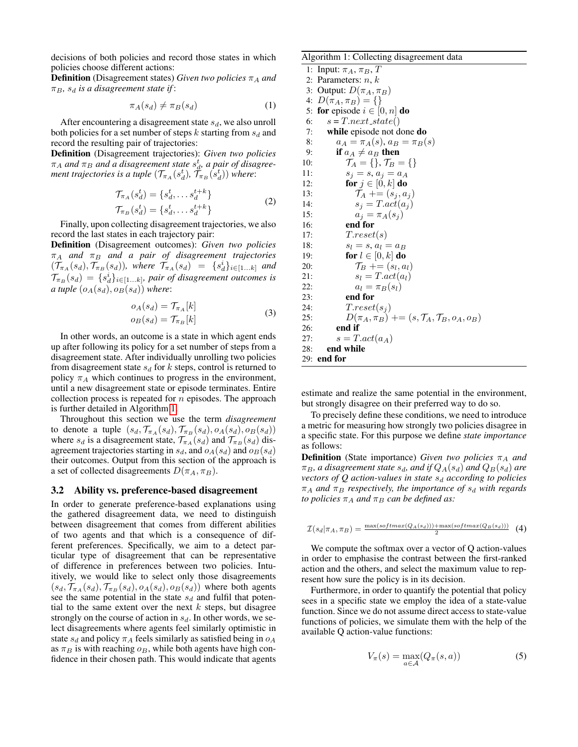decisions of both policies and record those states in which policies choose different actions:

**Definition** (Disagreement states) *Given two policies $\pi_A$ and $\pi_B$, $s_d$ is a disagreement state if*:

$$\pi_A(s_d) \neq \pi_B(s_d) \quad (1)$$

After encountering a disagreement state $s_d$, we also unroll both policies for a set number of steps $k$ starting from $s_d$ and record the resulting pair of trajectories:

**Definition** (Disagreement trajectories): *Given two policies $\pi_A$ and $\pi_B$ and a disagreement state $s_d^t$, a pair of disagreement trajectories is a tuple $(\mathcal{T}_{\pi_A}(s_d^t), \mathcal{T}_{\pi_B}(s_d^t))$ where*:

$$\begin{aligned} \mathcal{T}_{\pi_A}(s_d^t) &= \{s_d^t, \dots s_d^{t+k}\} \\ \mathcal{T}_{\pi_B}(s_d^t) &= \{s_d^t, \dots s_d^{t+k}\} \end{aligned} \quad (2)$$

Finally, upon collecting disagreement trajectories, we also record the last states in each trajectory pair:

**Definition** (Disagreement outcomes): *Given two policies $\pi_A$ and $\pi_B$ and a pair of disagreement trajectories $(\mathcal{T}_{\pi_A}(s_d), \mathcal{T}_{\pi_B}(s_d))$, where $\mathcal{T}_{\pi_A}(s_d) = \{s_d^i\}_{i \in [1 \dots k]}$ and $\mathcal{T}_{\pi_B}(s_d) = \{s_d^i\}_{i \in [1 \dots k]}$, pair of disagreement outcomes is a tuple $(o_A(s_d), o_B(s_d))$ where*:

$$\begin{aligned} o_A(s_d) &= \mathcal{T}_{\pi_A}[k] \\ o_B(s_d) &= \mathcal{T}_{\pi_B}[k] \end{aligned} \quad (3)$$

In other words, an outcome is a state in which agent ends up after following its policy for a set number of steps from a disagreement state. After individually unrolling two policies from disagreement state $s_d$ for $k$ steps, control is returned to policy $\pi_A$ which continues to progress in the environment, until a new disagreement state or episode terminates. Entire collection process is repeated for $n$ episodes. The approach is further detailed in Algorithm 1.

Throughout this section we use the term *disagreement* to denote a tuple $(s_d, \mathcal{T}_{\pi_A}(s_d), \mathcal{T}_{\pi_B}(s_d), o_A(s_d), o_B(s_d))$ where $s_d$ is a disagreement state, $\mathcal{T}_{\pi_A}(s_d)$ and $\mathcal{T}_{\pi_B}(s_d)$ disagreement trajectories starting in $s_d$, and $o_A(s_d)$ and $o_B(s_d)$ their outcomes. Output from this section of the approach is a set of collected disagreements $D(\pi_A, \pi_B)$.

**Algorithm 1: Collecting disagreement data**

```
1: Input: π_A, π_B, T
2: Parameters: n, k
3: Output: D(π_A, π_B)
4: D(π_A, π_B) = {}
5: for episode i ∈ [0, n] do
6:     s = T.next_state()
7:     while episode not done do
8:         a_A = π_A(s), a_B = π_B(s)
9:         if a_A ≠ a_B then
10:            T_A = {}, T_B = {}
11:            s_j = s, a_j = a_A
12:            for j ∈ [0, k] do
13:                T_A += (s_j, a_j)
14:                s_j = T.act(a_j)
15:                a_j = π_A(s_j)
16:            end for
17:            T.reset(s)
18:            s_l = s, a_l = a_B
19:            for l ∈ [0, k] do
20:                T_B += (s_l, a_l)
21:                s_l = T.act(a_l)
22:                a_l = π_B(s_l)
23:            end for
24:            T.reset(s_j)
25:            D(π_A, π_B) += (s, T_A, T_B, o_A, o_B)
26:        end if
27:        s = T.act(a_A)
28:    end while
29: end for
```

### 3.2 Ability vs. preference-based disagreement

In order to generate preference-based explanations using the gathered disagreement data, we need to distinguish between disagreement that comes from different abilities of two agents and that which is a consequence of different preferences. Specifically, we aim to a detect particular type of disagreement that can be representative of difference in preferences between two policies. Intuitively, we would like to select only those disagreements $(s_d, \mathcal{T}_{\pi_A}(s_d), \mathcal{T}_{\pi_B}(s_d), o_A(s_d), o_B(s_d))$ where both agents see the same potential in the state $s_d$ and fulfil that potential to the same extent over the next $k$ steps, but disagree strongly on the course of action in $s_d$. In other words, we select disagreements where agents feel similarly optimistic in state $s_d$ and policy $\pi_A$ feels similarly as satisfied being in $o_A$ as $\pi_B$ is with reaching $o_B$, while both agents have high confidence in their chosen path. This would indicate that agents estimate and realize the same potential in the environment, but strongly disagree on their preferred way to do so.

To precisely define these conditions, we need to introduce a metric for measuring how strongly two policies disagree in a specific state. For this purpose we define *state importance* as follows:

**Definition** (State importance) *Given two policies $\pi_A$ and $\pi_B$, a disagreement state $s_d$, and if $Q_A(s_d)$ and $Q_B(s_d)$ are vectors of Q action-values in state $s_d$ according to policies $\pi_A$ and $\pi_B$ respectively, the importance of $s_d$ with regards to policies $\pi_A$ and $\pi_B$ can be defined as:*

$$\mathcal{I}(s_d|\pi_A, \pi_B) = \frac{\max(softmax(Q_A(s_d))) + \max(softmax(Q_B(s_d)))}{2} \quad (4)$$

We compute the softmax over a vector of Q action-values in order to emphasise the contrast between the first-ranked action and the others, and select the maximum value to represent how sure the policy is in its decision.

Furthermore, in order to quantify the potential that policy sees in a specific state we employ the idea of a state-value function. Since we do not assume direct access to state-value functions of policies, we simulate them with the help of the available Q action-value functions:

$$V_\pi(s) = \max_{a \in \mathcal{A}}(Q_\pi(s, a)) \quad (5)$$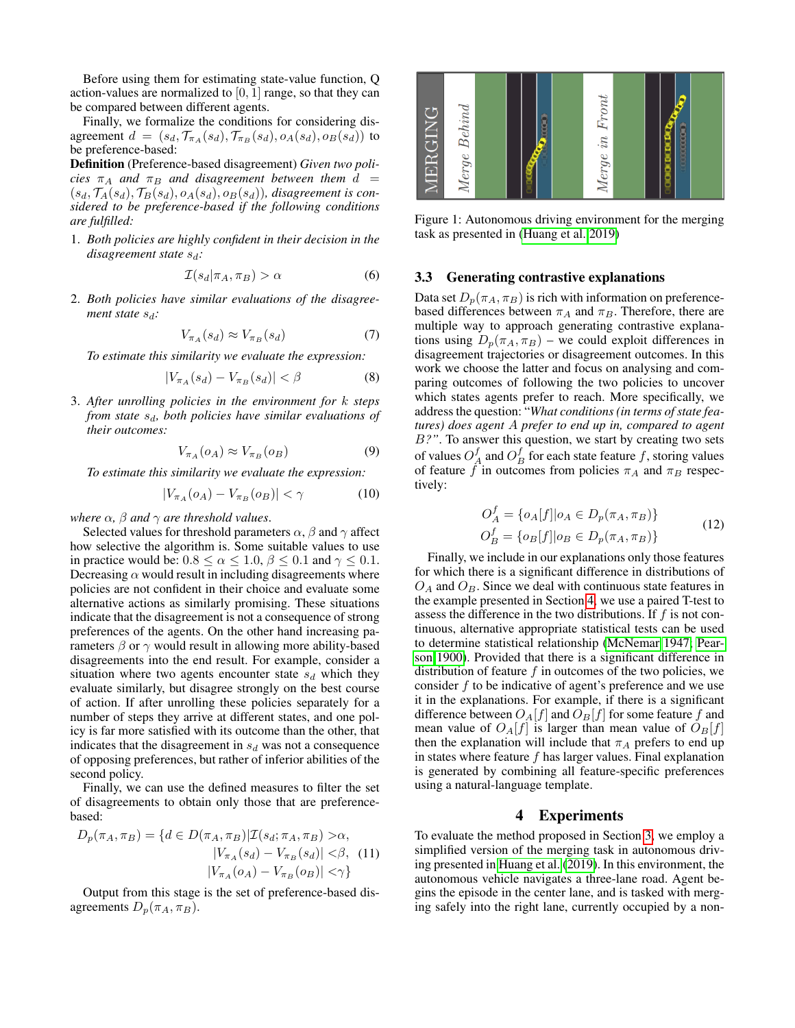Before using them for estimating state-value function, Q action-values are normalized to $[0, 1]$ range, so that they can be compared between different agents.

Finally, we formalize the conditions for considering disagreement $d = (s_d, \mathcal{T}_{\pi_A}(s_d), \mathcal{T}_{\pi_B}(s_d), o_A(s_d), o_B(s_d))$ to be preference-based:

**Definition** (Preference-based disagreement) *Given two policies $\pi_A$ and $\pi_B$ and disagreement between them $d = (s_d, \mathcal{T}_A(s_d), \mathcal{T}_B(s_d), o_A(s_d), o_B(s_d))$, disagreement is considered to be preference-based if the following conditions are fulfilled:*

1. *Both policies are highly confident in their decision in the disagreement state $s_d$:*

$$\mathcal{I}(s_d|\pi_A, \pi_B) > \alpha \tag{6}$$

2. *Both policies have similar evaluations of the disagreement state $s_d$:*

$$V_{\pi_A}(s_d) \approx V_{\pi_B}(s_d) \tag{7}$$

   *To estimate this similarity we evaluate the expression:*

$$|V_{\pi_A}(s_d) - V_{\pi_B}(s_d)| < \beta \tag{8}$$

3. *After unrolling policies in the environment for $k$ steps from state $s_d$, both policies have similar evaluations of their outcomes:*

$$V_{\pi_A}(o_A) \approx V_{\pi_B}(o_B) \tag{9}$$

   *To estimate this similarity we evaluate the expression:*

$$|V_{\pi_A}(o_A) - V_{\pi_B}(o_B)| < \gamma \tag{10}$$

*where $\alpha$, $\beta$ and $\gamma$ are threshold values.*

Selected values for threshold parameters $\alpha$, $\beta$ and $\gamma$ affect how selective the algorithm is. Some suitable values to use in practice would be: $0.8 \leq \alpha \leq 1.0$, $\beta \leq 0.1$ and $\gamma \leq 0.1$. Decreasing $\alpha$ would result in including disagreements where policies are not confident in their choice and evaluate some alternative actions as similarly promising. These situations indicate that the disagreement is not a consequence of strong preferences of the agents. On the other hand increasing parameters $\beta$ or $\gamma$ would result in allowing more ability-based disagreements into the end result. For example, consider a situation where two agents encounter state $s_d$ which they evaluate similarly, but disagree strongly on the best course of action. If after unrolling these policies separately for a number of steps they arrive at different states, and one policy is far more satisfied with its outcome than the other, that indicates that the disagreement in $s_d$ was not a consequence of opposing preferences, but rather of inferior abilities of the second policy.

Finally, we can use the defined measures to filter the set of disagreements to obtain only those that are preference-based:

$$\begin{aligned} D_p(\pi_A, \pi_B) = \{d \in D(\pi_A, \pi_B) | \mathcal{I}(s_d; \pi_A, \pi_B) > &\alpha, \\ |V_{\pi_A}(s_d) - V_{\pi_B}(s_d)| < &\beta, \\ |V_{\pi_A}(o_A) - V_{\pi_B}(o_B)| < &\gamma\} \end{aligned} \tag{11}$$

Output from this stage is the set of preference-based disagreements $D_p(\pi_A, \pi_B)$.

Figure 1: Autonomous driving environment for the merging task as presented in (Huang et al. 2019)

### 3.3 Generating contrastive explanations

Data set $D_p(\pi_A, \pi_B)$ is rich with information on preference-based differences between $\pi_A$ and $\pi_B$. Therefore, there are multiple way to approach generating contrastive explanations using $D_p(\pi_A, \pi_B)$ – we could exploit differences in disagreement trajectories or disagreement outcomes. In this work we choose the latter and focus on analysing and comparing outcomes of following the two policies to uncover which states agents prefer to reach. More specifically, we address the question: "*What conditions (in terms of state features) does agent A prefer to end up in, compared to agent B?*". To answer this question, we start by creating two sets of values $O^f_A$ and $O^f_B$ for each state feature $f$, storing values of feature $f$ in outcomes from policies $\pi_A$ and $\pi_B$ respectively:

$$\begin{aligned} O^f_A &= \{o_A[f] | o_A \in D_p(\pi_A, \pi_B)\} \\ O^f_B &= \{o_B[f] | o_B \in D_p(\pi_A, \pi_B)\} \end{aligned} \tag{12}$$

Finally, we include in our explanations only those features for which there is a significant difference in distributions of $O_A$ and $O_B$. Since we deal with continuous state features in the example presented in Section 4, we use a paired T-test to assess the difference in the two distributions. If $f$ is not continuous, alternative appropriate statistical tests can be used to determine statistical relationship (McNemar 1947; Pearson 1900). Provided that there is a significant difference in distribution of feature $f$ in outcomes of the two policies, we consider $f$ to be indicative of agent's preference and we use it in the explanations. For example, if there is a significant difference between $O_A[f]$ and $O_B[f]$ for some feature $f$ and mean value of $O_A[f]$ is larger than mean value of $O_B[f]$ then the explanation will include that $\pi_A$ prefers to end up in states where feature $f$ has larger values. Final explanation is generated by combining all feature-specific preferences using a natural-language template.

## 4 Experiments

To evaluate the method proposed in Section 3, we employ a simplified version of the merging task in autonomous driving presented in Huang et al. (2019). In this environment, the autonomous vehicle navigates a three-lane road. Agent begins the episode in the center lane, and is tasked with merging safely into the right lane, currently occupied by a non-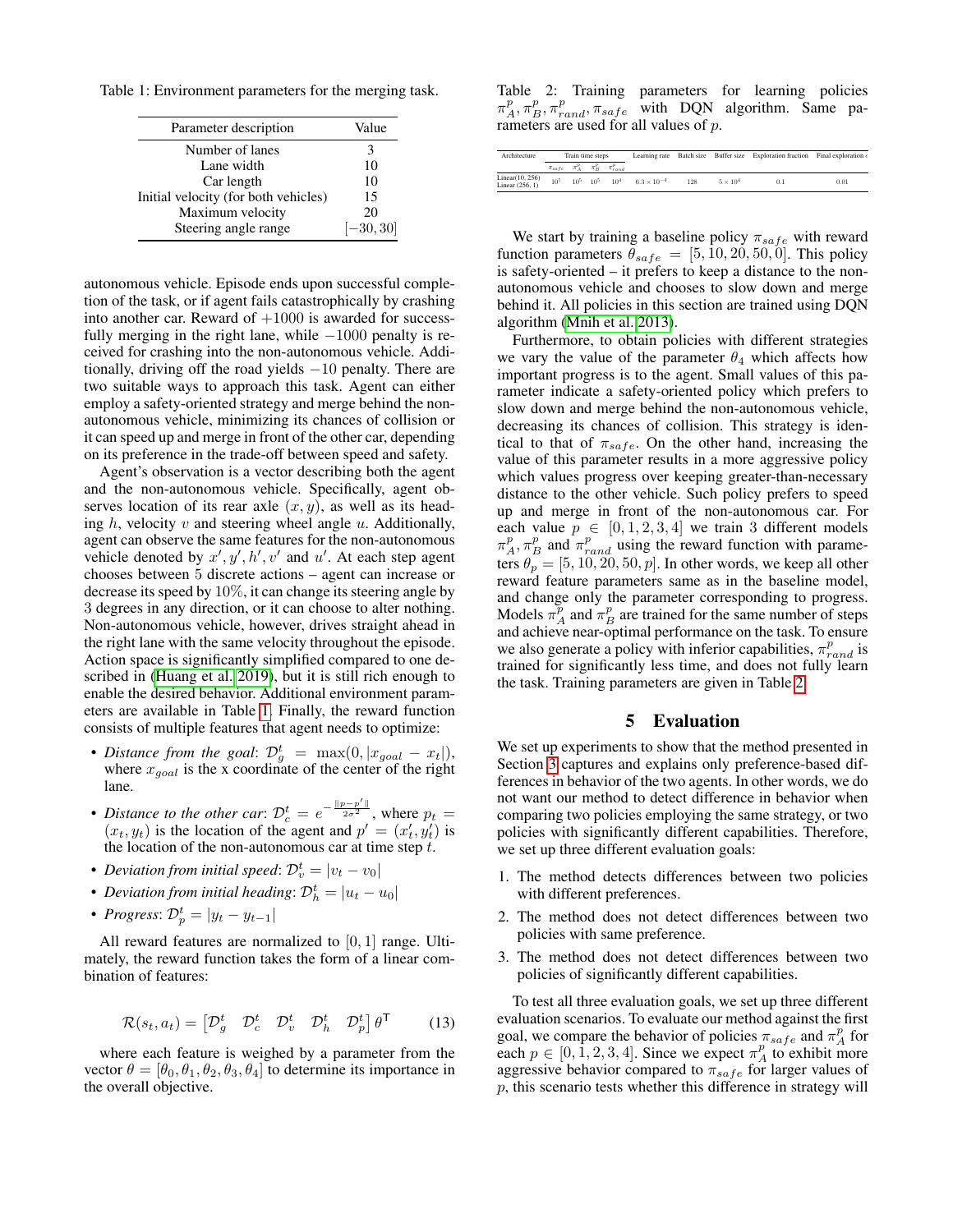Table 1: Environment parameters for the merging task.

| Parameter description | Value |
|---|---|
| Number of lanes | 3 |
| Lane width | 10 |
| Car length | 10 |
| Initial velocity (for both vehicles) | 15 |
| Maximum velocity | 20 |
| Steering angle range | $[-30, 30]$ |

autonomous vehicle. Episode ends upon successful completion of the task, or if agent fails catastrophically by crashing into another car. Reward of $+1000$ is awarded for successfully merging in the right lane, while $-1000$ penalty is received for crashing into the non-autonomous vehicle. Additionally, driving off the road yields $-10$ penalty. There are two suitable ways to approach this task. Agent can either employ a safety-oriented strategy and merge behind the non-autonomous vehicle, minimizing its chances of collision or it can speed up and merge in front of the other car, depending on its preference in the trade-off between speed and safety.

Agent's observation is a vector describing both the agent and the non-autonomous vehicle. Specifically, agent observes location of its rear axle $(x, y)$, as well as its heading $h$, velocity $v$ and steering wheel angle $u$. Additionally, agent can observe the same features for the non-autonomous vehicle denoted by $x', y', h', v'$ and $u'$. At each step agent chooses between 5 discrete actions – agent can increase or decrease its speed by 10%, it can change its steering angle by 3 degrees in any direction, or it can choose to alter nothing. Non-autonomous vehicle, however, drives straight ahead in the right lane with the same velocity throughout the episode. Action space is significantly simplified compared to one described in (Huang et al. 2019), but it is still rich enough to enable the desired behavior. Additional environment parameters are available in Table 1. Finally, the reward function consists of multiple features that agent needs to optimize:

- *Distance from the goal*: $\mathcal{D}_g^t = \max(0, |x_{goal} - x_t|)$, where $x_{goal}$ is the x coordinate of the center of the right lane.
- *Distance to the other car*: $\mathcal{D}_c^t = e^{-\frac{\|p - p'\|}{2\sigma^2}}$, where $p_t = (x_t, y_t)$ is the location of the agent and $p' = (x'_t, y'_t)$ is the location of the non-autonomous car at time step $t$.
- *Deviation from initial speed*: $\mathcal{D}_v^t = |v_t - v_0|$
- *Deviation from initial heading*: $\mathcal{D}_h^t = |u_t - u_0|$
- *Progress*: $\mathcal{D}_p^t = |y_t - y_{t-1}|$

All reward features are normalized to $[0, 1]$ range. Ultimately, the reward function takes the form of a linear combination of features:

$$\mathcal{R}(s_t, a_t) = \begin{bmatrix} \mathcal{D}_g^t & \mathcal{D}_c^t & \mathcal{D}_v^t & \mathcal{D}_h^t & \mathcal{D}_p^t \end{bmatrix} \theta^\mathsf{T} \tag{13}$$

where each feature is weighed by a parameter from the vector $\theta = [\theta_0, \theta_1, \theta_2, \theta_3, \theta_4]$ to determine its importance in the overall objective.

Table 2: Training parameters for learning policies $\pi_A^p, \pi_B^p, \pi_{rand}^p, \pi_{safe}$ with DQN algorithm. Same parameters are used for all values of $p$.

| Architecture | Train time steps | | | | Learning rate | Batch size | Buffer size | Exploration fraction | Final exploration $\epsilon$ |
|---|---|---|---|---|---|---|---|---|---|
| | $\pi_{safe}$ | $\pi_A^p$ | $\pi_B^p$ | $\pi_{rand}^p$ | | | | | |
| Linear(10, 256) Linear (256, 1) | $10^5$ | $10^5$ | $10^5$ | $10^4$ | $6.3 \times 10^{-4}$ | 128 | $5 \times 10^4$ | 0.1 | 0.01 |

We start by training a baseline policy $\pi_{safe}$ with reward function parameters $\theta_{safe} = [5, 10, 20, 50, 0]$. This policy is safety-oriented – it prefers to keep a distance to the non-autonomous vehicle and chooses to slow down and merge behind it. All policies in this section are trained using DQN algorithm (Mnih et al. 2013).

Furthermore, to obtain policies with different strategies we vary the value of the parameter $\theta_4$ which affects how important progress is to the agent. Small values of this parameter indicate a safety-oriented policy which prefers to slow down and merge behind the non-autonomous vehicle, decreasing its chances of collision. This strategy is identical to that of $\pi_{safe}$. On the other hand, increasing the value of this parameter results in a more aggressive policy which values progress over keeping greater-than-necessary distance to the other vehicle. Such policy prefers to speed up and merge in front of the non-autonomous car. For each value $p \in [0, 1, 2, 3, 4]$ we train 3 different models $\pi_A^p, \pi_B^p$ and $\pi_{rand}^p$ using the reward function with parameters $\theta_p = [5, 10, 20, 50, p]$. In other words, we keep all other reward feature parameters same as in the baseline model, and change only the parameter corresponding to progress. Models $\pi_A^p$ and $\pi_B^p$ are trained for the same number of steps and achieve near-optimal performance on the task. To ensure we also generate a policy with inferior capabilities, $\pi_{rand}^p$ is trained for significantly less time, and does not fully learn the task. Training parameters are given in Table 2.

## 5 Evaluation

We set up experiments to show that the method presented in Section 3 captures and explains only preference-based differences in behavior of the two agents. In other words, we do not want our method to detect difference in behavior when comparing two policies employing the same strategy, or two policies with significantly different capabilities. Therefore, we set up three different evaluation goals:

1. The method detects differences between two policies with different preferences.
2. The method does not detect differences between two policies with same preference.
3. The method does not detect differences between two policies of significantly different capabilities.

To test all three evaluation goals, we set up three different evaluation scenarios. To evaluate our method against the first goal, we compare the behavior of policies $\pi_{safe}$ and $\pi_A^p$ for each $p \in [0, 1, 2, 3, 4]$. Since we expect $\pi_A^p$ to exhibit more aggressive behavior compared to $\pi_{safe}$ for larger values of $p$, this scenario tests whether this difference in strategy will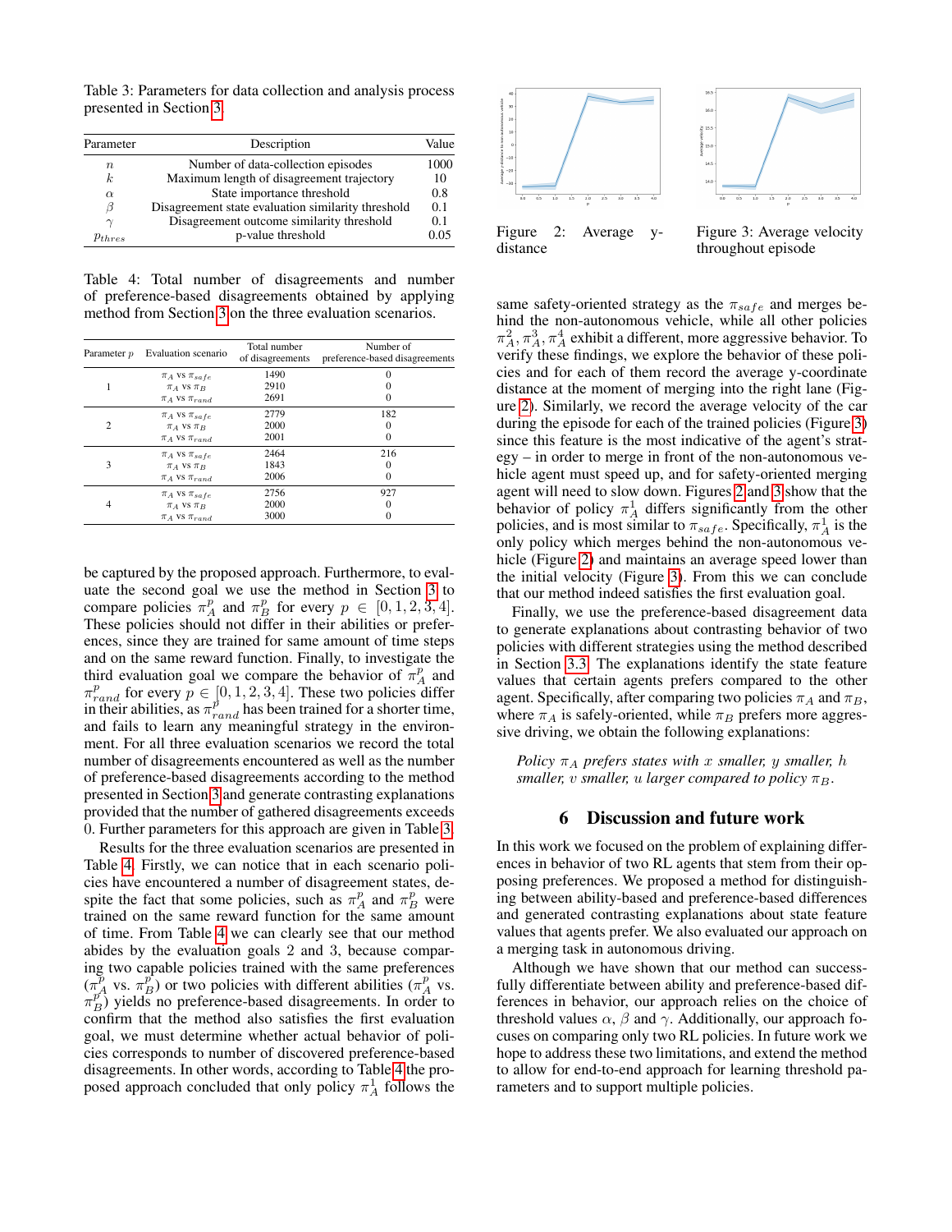Table 3: Parameters for data collection and analysis process presented in Section 3.

| Parameter | Description | Value |
|---|---|---|
| $n$ | Number of data-collection episodes | 1000 |
| $k$ | Maximum length of disagreement trajectory | 10 |
| $\alpha$ | State importance threshold | 0.8 |
| $\beta$ | Disagreement state evaluation similarity threshold | 0.1 |
| $\gamma$ | Disagreement outcome similarity threshold | 0.1 |
| $p_{thres}$ | p-value threshold | 0.05 |

Table 4: Total number of disagreements and number of preference-based disagreements obtained by applying method from Section 3 on the three evaluation scenarios.

| Parameter $p$ | Evaluation scenario | Total number of disagreements | Number of preference-based disagreements |
|---|---|---|---|
| 1 | $\pi_A$ vs $\pi_{safe}$ | 1490 | 0 |
| | $\pi_A$ vs $\pi_B$ | 2910 | 0 |
| | $\pi_A$ vs $\pi_{rand}$ | 2691 | 0 |
| 2 | $\pi_A$ vs $\pi_{safe}$ | 2779 | 182 |
| | $\pi_A$ vs $\pi_B$ | 2000 | 0 |
| | $\pi_A$ vs $\pi_{rand}$ | 2001 | 0 |
| 3 | $\pi_A$ vs $\pi_{safe}$ | 2464 | 216 |
| | $\pi_A$ vs $\pi_B$ | 1843 | 0 |
| | $\pi_A$ vs $\pi_{rand}$ | 2006 | 0 |
| 4 | $\pi_A$ vs $\pi_{safe}$ | 2756 | 927 |
| | $\pi_A$ vs $\pi_B$ | 2000 | 0 |
| | $\pi_A$ vs $\pi_{rand}$ | 3000 | 0 |

be captured by the proposed approach. Furthermore, to evaluate the second goal we use the method in Section 3 to compare policies $\pi_A^p$ and $\pi_B^p$ for every $p \in [0, 1, 2, 3, 4]$. These policies should not differ in their abilities or preferences, since they are trained for same amount of time steps and on the same reward function. Finally, to investigate the third evaluation goal we compare the behavior of $\pi_A^p$ and $\pi_{rand}^p$ for every $p \in [0, 1, 2, 3, 4]$. These two policies differ in their abilities, as $\pi_{rand}^p$ has been trained for a shorter time, and fails to learn any meaningful strategy in the environment. For all three evaluation scenarios we record the total number of disagreements encountered as well as the number of preference-based disagreements according to the method presented in Section 3 and generate contrasting explanations provided that the number of gathered disagreements exceeds 0. Further parameters for this approach are given in Table 3.

Results for the three evaluation scenarios are presented in Table 4. Firstly, we can notice that in each scenario policies have encountered a number of disagreement states, despite the fact that some policies, such as $\pi_A^p$ and $\pi_B^p$ were trained on the same reward function for the same amount of time. From Table 4 we can clearly see that our method abides by the evaluation goals 2 and 3, because comparing two capable policies trained with the same preferences ($\pi_A^p$ vs. $\pi_B^p$) or two policies with different abilities ($\pi_A^p$ vs. $\pi_B^p$) yields no preference-based disagreements. In order to confirm that the method also satisfies the first evaluation goal, we must determine whether actual behavior of policies corresponds to number of discovered preference-based disagreements. In other words, according to Table 4 the proposed approach concluded that only policy $\pi_A^1$ follows the same safety-oriented strategy as the $\pi_{safe}$ and merges behind the non-autonomous vehicle, while all other policies $\pi_A^2, \pi_A^3, \pi_A^4$ exhibit a different, more aggressive behavior. To verify these findings, we explore the behavior of these policies and for each of them record the average y-coordinate distance at the moment of merging into the right lane (Figure 2). Similarly, we record the average velocity of the car during the episode for each of the trained policies (Figure 3) since this feature is the most indicative of the agent's strategy – in order to merge in front of the non-autonomous vehicle agent must speed up, and for safety-oriented merging agent will need to slow down. Figures 2 and 3 show that the behavior of policy $\pi_A^1$ differs significantly from the other policies, and is most similar to $\pi_{safe}$. Specifically, $\pi_A^1$ is the only policy which merges behind the non-autonomous vehicle (Figure 2) and maintains an average speed lower than the initial velocity (Figure 3). From this we can conclude that our method indeed satisfies the first evaluation goal.

Figure 2: Average y-distance

Figure 3: Average velocity throughout episode

Finally, we use the preference-based disagreement data to generate explanations about contrasting behavior of two policies with different strategies using the method described in Section 3.3. The explanations identify the state feature values that certain agents prefers compared to the other agent. Specifically, after comparing two policies $\pi_A$ and $\pi_B$, where $\pi_A$ is safely-oriented, while $\pi_B$ prefers more aggressive driving, we obtain the following explanations:

> *Policy $\pi_A$ prefers states with $x$ smaller, $y$ smaller, $h$ smaller, $v$ smaller, $u$ larger compared to policy $\pi_B$.*

## 6 Discussion and future work

In this work we focused on the problem of explaining differences in behavior of two RL agents that stem from their opposing preferences. We proposed a method for distinguishing between ability-based and preference-based differences and generated contrasting explanations about state feature values that agents prefer. We also evaluated our approach on a merging task in autonomous driving.

Although we have shown that our method can successfully differentiate between ability and preference-based differences in behavior, our approach relies on the choice of threshold values $\alpha$, $\beta$ and $\gamma$. Additionally, our approach focuses on comparing only two RL policies. In future work we hope to address these two limitations, and extend the method to allow for end-to-end approach for learning threshold parameters and to support multiple policies.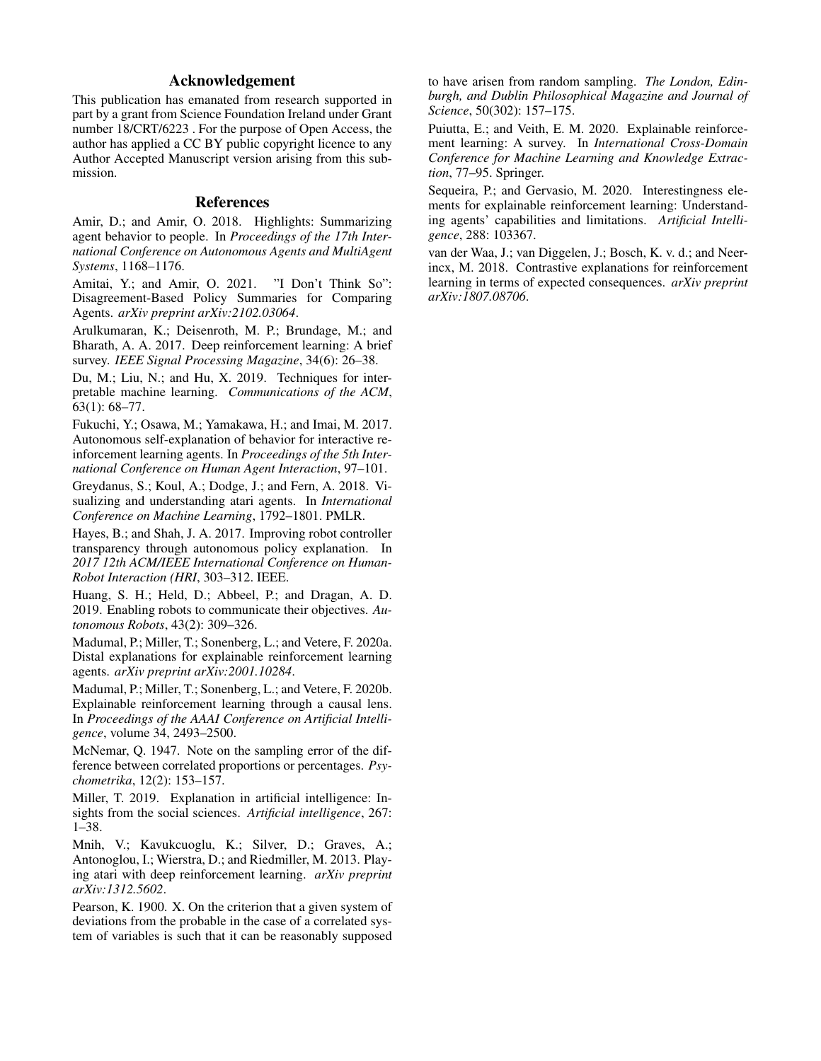## Acknowledgement

This publication has emanated from research supported in part by a grant from Science Foundation Ireland under Grant number 18/CRT/6223 . For the purpose of Open Access, the author has applied a CC BY public copyright licence to any Author Accepted Manuscript version arising from this submission.

## References

Amir, D.; and Amir, O. 2018. Highlights: Summarizing agent behavior to people. In *Proceedings of the 17th International Conference on Autonomous Agents and MultiAgent Systems*, 1168–1176.

Amitai, Y.; and Amir, O. 2021. "I Don't Think So": Disagreement-Based Policy Summaries for Comparing Agents. *arXiv preprint arXiv:2102.03064*.

Arulkumaran, K.; Deisenroth, M. P.; Brundage, M.; and Bharath, A. A. 2017. Deep reinforcement learning: A brief survey. *IEEE Signal Processing Magazine*, 34(6): 26–38.

Du, M.; Liu, N.; and Hu, X. 2019. Techniques for interpretable machine learning. *Communications of the ACM*, 63(1): 68–77.

Fukuchi, Y.; Osawa, M.; Yamakawa, H.; and Imai, M. 2017. Autonomous self-explanation of behavior for interactive reinforcement learning agents. In *Proceedings of the 5th International Conference on Human Agent Interaction*, 97–101.

Greydanus, S.; Koul, A.; Dodge, J.; and Fern, A. 2018. Visualizing and understanding atari agents. In *International Conference on Machine Learning*, 1792–1801. PMLR.

Hayes, B.; and Shah, J. A. 2017. Improving robot controller transparency through autonomous policy explanation. In *2017 12th ACM/IEEE International Conference on Human-Robot Interaction (HRI*, 303–312. IEEE.

Huang, S. H.; Held, D.; Abbeel, P.; and Dragan, A. D. 2019. Enabling robots to communicate their objectives. *Autonomous Robots*, 43(2): 309–326.

Madumal, P.; Miller, T.; Sonenberg, L.; and Vetere, F. 2020a. Distal explanations for explainable reinforcement learning agents. *arXiv preprint arXiv:2001.10284*.

Madumal, P.; Miller, T.; Sonenberg, L.; and Vetere, F. 2020b. Explainable reinforcement learning through a causal lens. In *Proceedings of the AAAI Conference on Artificial Intelligence*, volume 34, 2493–2500.

McNemar, Q. 1947. Note on the sampling error of the difference between correlated proportions or percentages. *Psychometrika*, 12(2): 153–157.

Miller, T. 2019. Explanation in artificial intelligence: Insights from the social sciences. *Artificial intelligence*, 267: 1–38.

Mnih, V.; Kavukcuoglu, K.; Silver, D.; Graves, A.; Antonoglou, I.; Wierstra, D.; and Riedmiller, M. 2013. Playing atari with deep reinforcement learning. *arXiv preprint arXiv:1312.5602*.

Pearson, K. 1900. X. On the criterion that a given system of deviations from the probable in the case of a correlated system of variables is such that it can be reasonably supposed to have arisen from random sampling. *The London, Edinburgh, and Dublin Philosophical Magazine and Journal of Science*, 50(302): 157–175.

Puiutta, E.; and Veith, E. M. 2020. Explainable reinforcement learning: A survey. In *International Cross-Domain Conference for Machine Learning and Knowledge Extraction*, 77–95. Springer.

Sequeira, P.; and Gervasio, M. 2020. Interestingness elements for explainable reinforcement learning: Understanding agents' capabilities and limitations. *Artificial Intelligence*, 288: 103367.

van der Waa, J.; van Diggelen, J.; Bosch, K. v. d.; and Neerincx, M. 2018. Contrastive explanations for reinforcement learning in terms of expected consequences. *arXiv preprint arXiv:1807.08706*.